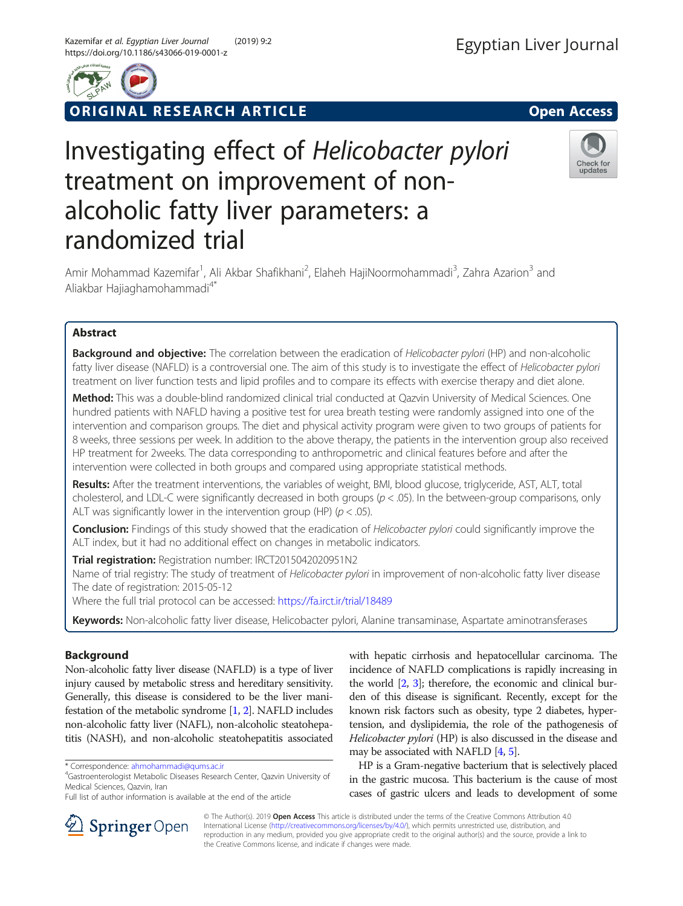ORIGINAL RESEARCH ARTICLE

Open Access

# Investigating effect of *Helicobacter pylori* treatment on improvement of non-alcoholic fatty liver parameters: a randomized trial

Amir Mohammad Kazemifar[1], Ali Akbar Shafikhani[2], Elaheh HajiNoormohammadi[3], Zahra Azarion[3] and Aliakbar Hajiaghamohammadi[4*]

## Abstract

**Background and objective:** The correlation between the eradication of *Helicobacter pylori* (HP) and non-alcoholic fatty liver disease (NAFLD) is a controversial one. The aim of this study is to investigate the effect of *Helicobacter pylori* treatment on liver function tests and lipid profiles and to compare its effects with exercise therapy and diet alone.

**Method:** This was a double-blind randomized clinical trial conducted at Qazvin University of Medical Sciences. One hundred patients with NAFLD having a positive test for urea breath testing were randomly assigned into one of the intervention and comparison groups. The diet and physical activity program were given to two groups of patients for 8 weeks, three sessions per week. In addition to the above therapy, the patients in the intervention group also received HP treatment for 2weeks. The data corresponding to anthropometric and clinical features before and after the intervention were collected in both groups and compared using appropriate statistical methods.

**Results:** After the treatment interventions, the variables of weight, BMI, blood glucose, triglyceride, AST, ALT, total cholesterol, and LDL-C were significantly decreased in both groups ($p < .05$). In the between-group comparisons, only ALT was significantly lower in the intervention group (HP) ($p < .05$).

**Conclusion:** Findings of this study showed that the eradication of *Helicobacter pylori* could significantly improve the ALT index, but it had no additional effect on changes in metabolic indicators.

**Trial registration:** Registration number: IRCT2015042020951N2
Name of trial registry: The study of treatment of *Helicobacter pylori* in improvement of non-alcoholic fatty liver disease
The date of registration: 2015-05-12
Where the full trial protocol can be accessed: https://fa.irct.ir/trial/18489

**Keywords:** Non-alcoholic fatty liver disease, Helicobacter pylori, Alanine transaminase, Aspartate aminotransferases

## Background

Non-alcoholic fatty liver disease (NAFLD) is a type of liver injury caused by metabolic stress and hereditary sensitivity. Generally, this disease is considered to be the liver manifestation of the metabolic syndrome [1, 2]. NAFLD includes non-alcoholic fatty liver (NAFL), non-alcoholic steatohepatitis (NASH), and non-alcoholic steatohepatitis associated with hepatic cirrhosis and hepatocellular carcinoma. The incidence of NAFLD complications is rapidly increasing in the world [2, 3]; therefore, the economic and clinical burden of this disease is significant. Recently, except for the known risk factors such as obesity, type 2 diabetes, hypertension, and dyslipidemia, the role of the pathogenesis of *Helicobacter pylori* (HP) is also discussed in the disease and may be associated with NAFLD [4, 5].

HP is a Gram-negative bacterium that is selectively placed in the gastric mucosa. This bacterium is the cause of most cases of gastric ulcers and leads to development of some

\* Correspondence: ahmohammadi@qums.ac.ir
[4]Gastroenterologist Metabolic Diseases Research Center, Qazvin University of Medical Sciences, Qazvin, Iran
Full list of author information is available at the end of the article

© The Author(s). 2019 **Open Access** This article is distributed under the terms of the Creative Commons Attribution 4.0 International License (http://creativecommons.org/licenses/by/4.0/), which permits unrestricted use, distribution, and reproduction in any medium, provided you give appropriate credit to the original author(s) and the source, provide a link to the Creative Commons license, and indicate if changes were made.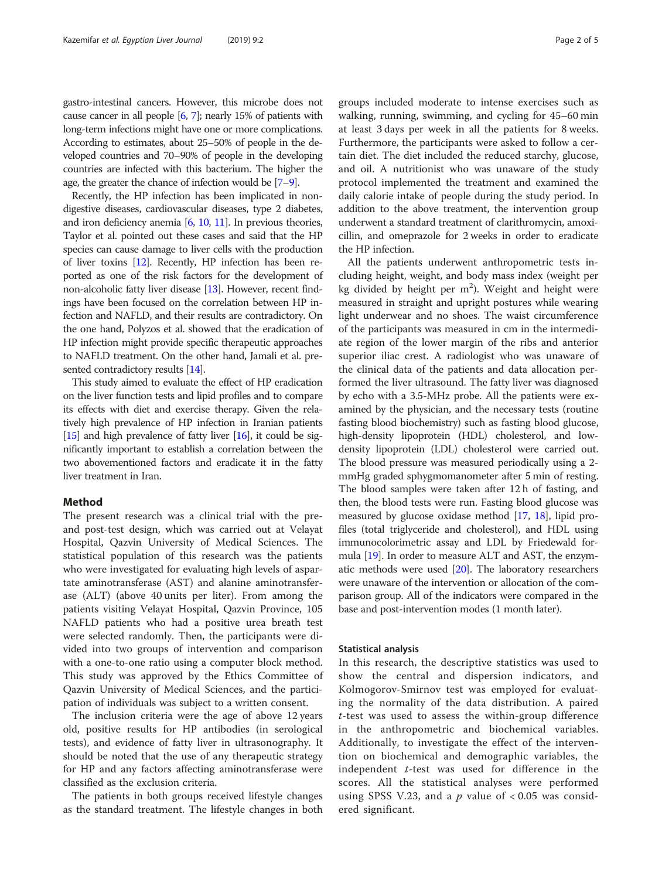gastro-intestinal cancers. However, this microbe does not cause cancer in all people [6, 7]; nearly 15% of patients with long-term infections might have one or more complications. According to estimates, about 25–50% of people in the developed countries and 70–90% of people in the developing countries are infected with this bacterium. The higher the age, the greater the chance of infection would be [7–9].

Recently, the HP infection has been implicated in non-digestive diseases, cardiovascular diseases, type 2 diabetes, and iron deficiency anemia [6, 10, 11]. In previous theories, Taylor et al. pointed out these cases and said that the HP species can cause damage to liver cells with the production of liver toxins [12]. Recently, HP infection has been reported as one of the risk factors for the development of non-alcoholic fatty liver disease [13]. However, recent findings have been focused on the correlation between HP infection and NAFLD, and their results are contradictory. On the one hand, Polyzos et al. showed that the eradication of HP infection might provide specific therapeutic approaches to NAFLD treatment. On the other hand, Jamali et al. presented contradictory results [14].

This study aimed to evaluate the effect of HP eradication on the liver function tests and lipid profiles and to compare its effects with diet and exercise therapy. Given the relatively high prevalence of HP infection in Iranian patients [15] and high prevalence of fatty liver [16], it could be significantly important to establish a correlation between the two abovementioned factors and eradicate it in the fatty liver treatment in Iran.

## Method

The present research was a clinical trial with the pre- and post-test design, which was carried out at Velayat Hospital, Qazvin University of Medical Sciences. The statistical population of this research was the patients who were investigated for evaluating high levels of aspartate aminotransferase (AST) and alanine aminotransferase (ALT) (above 40 units per liter). From among the patients visiting Velayat Hospital, Qazvin Province, 105 NAFLD patients who had a positive urea breath test were selected randomly. Then, the participants were divided into two groups of intervention and comparison with a one-to-one ratio using a computer block method. This study was approved by the Ethics Committee of Qazvin University of Medical Sciences, and the participation of individuals was subject to a written consent.

The inclusion criteria were the age of above 12 years old, positive results for HP antibodies (in serological tests), and evidence of fatty liver in ultrasonography. It should be noted that the use of any therapeutic strategy for HP and any factors affecting aminotransferase were classified as the exclusion criteria.

The patients in both groups received lifestyle changes as the standard treatment. The lifestyle changes in both groups included moderate to intense exercises such as walking, running, swimming, and cycling for 45–60 min at least 3 days per week in all the patients for 8 weeks. Furthermore, the participants were asked to follow a certain diet. The diet included the reduced starchy, glucose, and oil. A nutritionist who was unaware of the study protocol implemented the treatment and examined the daily calorie intake of people during the study period. In addition to the above treatment, the intervention group underwent a standard treatment of clarithromycin, amoxicillin, and omeprazole for 2 weeks in order to eradicate the HP infection.

All the patients underwent anthropometric tests including height, weight, and body mass index (weight per kg divided by height per m$^2$). Weight and height were measured in straight and upright postures while wearing light underwear and no shoes. The waist circumference of the participants was measured in cm in the intermediate region of the lower margin of the ribs and anterior superior iliac crest. A radiologist who was unaware of the clinical data of the patients and data allocation performed the liver ultrasound. The fatty liver was diagnosed by echo with a 3.5-MHz probe. All the patients were examined by the physician, and the necessary tests (routine fasting blood biochemistry) such as fasting blood glucose, high-density lipoprotein (HDL) cholesterol, and low-density lipoprotein (LDL) cholesterol were carried out. The blood pressure was measured periodically using a 2-mmHg graded sphygmomanometer after 5 min of resting. The blood samples were taken after 12 h of fasting, and then, the blood tests were run. Fasting blood glucose was measured by glucose oxidase method [17, 18], lipid profiles (total triglyceride and cholesterol), and HDL using immunocolorimetric assay and LDL by Friedewald formula [19]. In order to measure ALT and AST, the enzymatic methods were used [20]. The laboratory researchers were unaware of the intervention or allocation of the comparison group. All of the indicators were compared in the base and post-intervention modes (1 month later).

### Statistical analysis

In this research, the descriptive statistics was used to show the central and dispersion indicators, and Kolmogorov-Smirnov test was employed for evaluating the normality of the data distribution. A paired *t*-test was used to assess the within-group difference in the anthropometric and biochemical variables. Additionally, to investigate the effect of the intervention on biochemical and demographic variables, the independent *t*-test was used for difference in the scores. All the statistical analyses were performed using SPSS V.23, and a *p* value of < 0.05 was considered significant.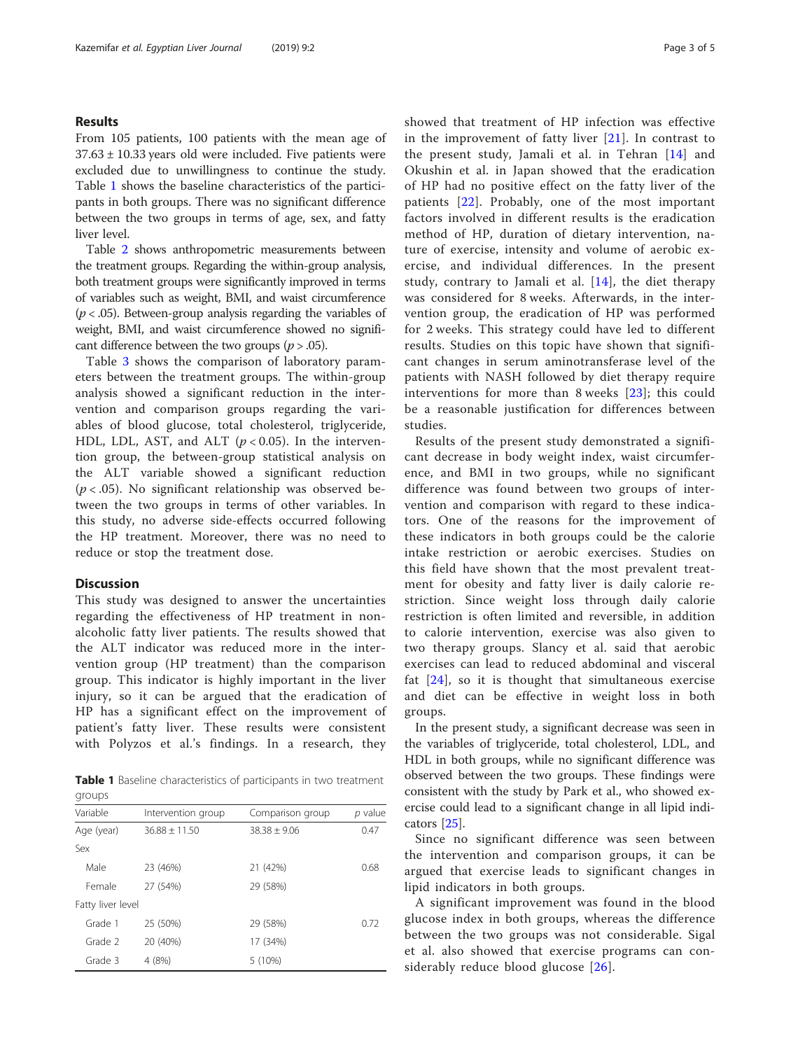## Results

From 105 patients, 100 patients with the mean age of 37.63 ± 10.33 years old were included. Five patients were excluded due to unwillingness to continue the study. Table 1 shows the baseline characteristics of the participants in both groups. There was no significant difference between the two groups in terms of age, sex, and fatty liver level.

Table 2 shows anthropometric measurements between the treatment groups. Regarding the within-group analysis, both treatment groups were significantly improved in terms of variables such as weight, BMI, and waist circumference ($p < .05$). Between-group analysis regarding the variables of weight, BMI, and waist circumference showed no significant difference between the two groups ($p > .05$).

Table 3 shows the comparison of laboratory parameters between the treatment groups. The within-group analysis showed a significant reduction in the intervention and comparison groups regarding the variables of blood glucose, total cholesterol, triglyceride, HDL, LDL, AST, and ALT ($p < 0.05$). In the intervention group, the between-group statistical analysis on the ALT variable showed a significant reduction ($p < .05$). No significant relationship was observed between the two groups in terms of other variables. In this study, no adverse side-effects occurred following the HP treatment. Moreover, there was no need to reduce or stop the treatment dose.

## Discussion

This study was designed to answer the uncertainties regarding the effectiveness of HP treatment in non-alcoholic fatty liver patients. The results showed that the ALT indicator was reduced more in the intervention group (HP treatment) than the comparison group. This indicator is highly important in the liver injury, so it can be argued that the eradication of HP has a significant effect on the improvement of patient's fatty liver. These results were consistent with Polyzos et al.'s findings. In a research, they showed that treatment of HP infection was effective in the improvement of fatty liver [21]. In contrast to the present study, Jamali et al. in Tehran [14] and Okushin et al. in Japan showed that the eradication of HP had no positive effect on the fatty liver of the patients [22]. Probably, one of the most important factors involved in different results is the eradication method of HP, duration of dietary intervention, nature of exercise, intensity and volume of aerobic exercise, and individual differences. In the present study, contrary to Jamali et al. [14], the diet therapy was considered for 8 weeks. Afterwards, in the intervention group, the eradication of HP was performed for 2 weeks. This strategy could have led to different results. Studies on this topic have shown that significant changes in serum aminotransferase level of the patients with NASH followed by diet therapy require interventions for more than 8 weeks [23]; this could be a reasonable justification for differences between studies.

Results of the present study demonstrated a significant decrease in body weight index, waist circumference, and BMI in two groups, while no significant difference was found between two groups of intervention and comparison with regard to these indicators. One of the reasons for the improvement of these indicators in both groups could be the calorie intake restriction or aerobic exercises. Studies on this field have shown that the most prevalent treatment for obesity and fatty liver is daily calorie restriction. Since weight loss through daily calorie restriction is often limited and reversible, in addition to calorie intervention, exercise was also given to two therapy groups. Slancy et al. said that aerobic exercises can lead to reduced abdominal and visceral fat [24], so it is thought that simultaneous exercise and diet can be effective in weight loss in both groups.

In the present study, a significant decrease was seen in the variables of triglyceride, total cholesterol, LDL, and HDL in both groups, while no significant difference was observed between the two groups. These findings were consistent with the study by Park et al., who showed exercise could lead to a significant change in all lipid indicators [25].

Since no significant difference was seen between the intervention and comparison groups, it can be argued that exercise leads to significant changes in lipid indicators in both groups.

A significant improvement was found in the blood glucose index in both groups, whereas the difference between the two groups was not considerable. Sigal et al. also showed that exercise programs can considerably reduce blood glucose [26].

**Table 1** Baseline characteristics of participants in two treatment groups

| Variable | Intervention group | Comparison group | *p* value |
|---|---|---|---|
| Age (year) | 36.88 ± 11.50 | 38.38 ± 9.06 | 0.47 |
| Sex | | | |
| Male | 23 (46%) | 21 (42%) | 0.68 |
| Female | 27 (54%) | 29 (58%) | |
| Fatty liver level | | | |
| Grade 1 | 25 (50%) | 29 (58%) | 0.72 |
| Grade 2 | 20 (40%) | 17 (34%) | |
| Grade 3 | 4 (8%) | 5 (10%) | |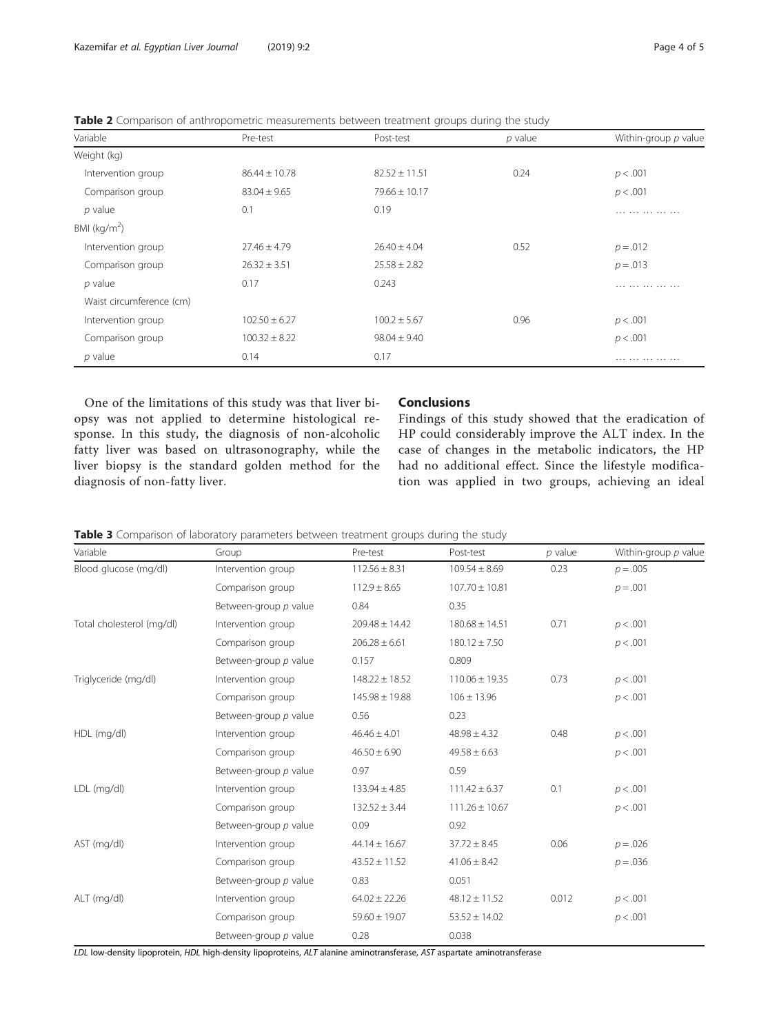**Table 2** Comparison of anthropometric measurements between treatment groups during the study

| Variable | Pre-test | Post-test | *p* value | Within-group *p* value |
|---|---|---|---|---|
| Weight (kg) | | | | |
| Intervention group | 86.44 ± 10.78 | 82.52 ± 11.51 | 0.24 | $p < .001$ |
| Comparison group | 83.04 ± 9.65 | 79.66 ± 10.17 | | $p < .001$ |
| *p* value | 0.1 | 0.19 | | …………… |
| BMI (kg/m$^2$) | | | | |
| Intervention group | 27.46 ± 4.79 | 26.40 ± 4.04 | 0.52 | $p = .012$ |
| Comparison group | 26.32 ± 3.51 | 25.58 ± 2.82 | | $p = .013$ |
| *p* value | 0.17 | 0.243 | | …………… |
| Waist circumference (cm) | | | | |
| Intervention group | 102.50 ± 6.27 | 100.2 ± 5.67 | 0.96 | $p < .001$ |
| Comparison group | 100.32 ± 8.22 | 98.04 ± 9.40 | | $p < .001$ |
| *p* value | 0.14 | 0.17 | | …………… |

One of the limitations of this study was that liver biopsy was not applied to determine histological response. In this study, the diagnosis of non-alcoholic fatty liver was based on ultrasonography, while the liver biopsy is the standard golden method for the diagnosis of non-fatty liver.

## Conclusions

Findings of this study showed that the eradication of HP could considerably improve the ALT index. In the case of changes in the metabolic indicators, the HP had no additional effect. Since the lifestyle modification was applied in two groups, achieving an ideal

**Table 3** Comparison of laboratory parameters between treatment groups during the study

| Variable | Group | Pre-test | Post-test | *p* value | Within-group *p* value |
|---|---|---|---|---|---|
| Blood glucose (mg/dl) | Intervention group | 112.56 ± 8.31 | 109.54 ± 8.69 | 0.23 | $p = .005$ |
| | Comparison group | 112.9 ± 8.65 | 107.70 ± 10.81 | | $p = .001$ |
| | Between-group *p* value | 0.84 | 0.35 | | |
| Total cholesterol (mg/dl) | Intervention group | 209.48 ± 14.42 | 180.68 ± 14.51 | 0.71 | $p < .001$ |
| | Comparison group | 206.28 ± 6.61 | 180.12 ± 7.50 | | $p < .001$ |
| | Between-group *p* value | 0.157 | 0.809 | | |
| Triglyceride (mg/dl) | Intervention group | 148.22 ± 18.52 | 110.06 ± 19.35 | 0.73 | $p < .001$ |
| | Comparison group | 145.98 ± 19.88 | 106 ± 13.96 | | $p < .001$ |
| | Between-group *p* value | 0.56 | 0.23 | | |
| HDL (mg/dl) | Intervention group | 46.46 ± 4.01 | 48.98 ± 4.32 | 0.48 | $p < .001$ |
| | Comparison group | 46.50 ± 6.90 | 49.58 ± 6.63 | | $p < .001$ |
| | Between-group *p* value | 0.97 | 0.59 | | |
| LDL (mg/dl) | Intervention group | 133.94 ± 4.85 | 111.42 ± 6.37 | 0.1 | $p < .001$ |
| | Comparison group | 132.52 ± 3.44 | 111.26 ± 10.67 | | $p < .001$ |
| | Between-group *p* value | 0.09 | 0.92 | | |
| AST (mg/dl) | Intervention group | 44.14 ± 16.67 | 37.72 ± 8.45 | 0.06 | $p = .026$ |
| | Comparison group | 43.52 ± 11.52 | 41.06 ± 8.42 | | $p = .036$ |
| | Between-group *p* value | 0.83 | 0.051 | | |
| ALT (mg/dl) | Intervention group | 64.02 ± 22.26 | 48.12 ± 11.52 | 0.012 | $p < .001$ |
| | Comparison group | 59.60 ± 19.07 | 53.52 ± 14.02 | | $p < .001$ |
| | Between-group *p* value | 0.28 | 0.038 | | |

*LDL* low-density lipoprotein, *HDL* high-density lipoproteins, *ALT* alanine aminotransferase, *AST* aspartate aminotransferase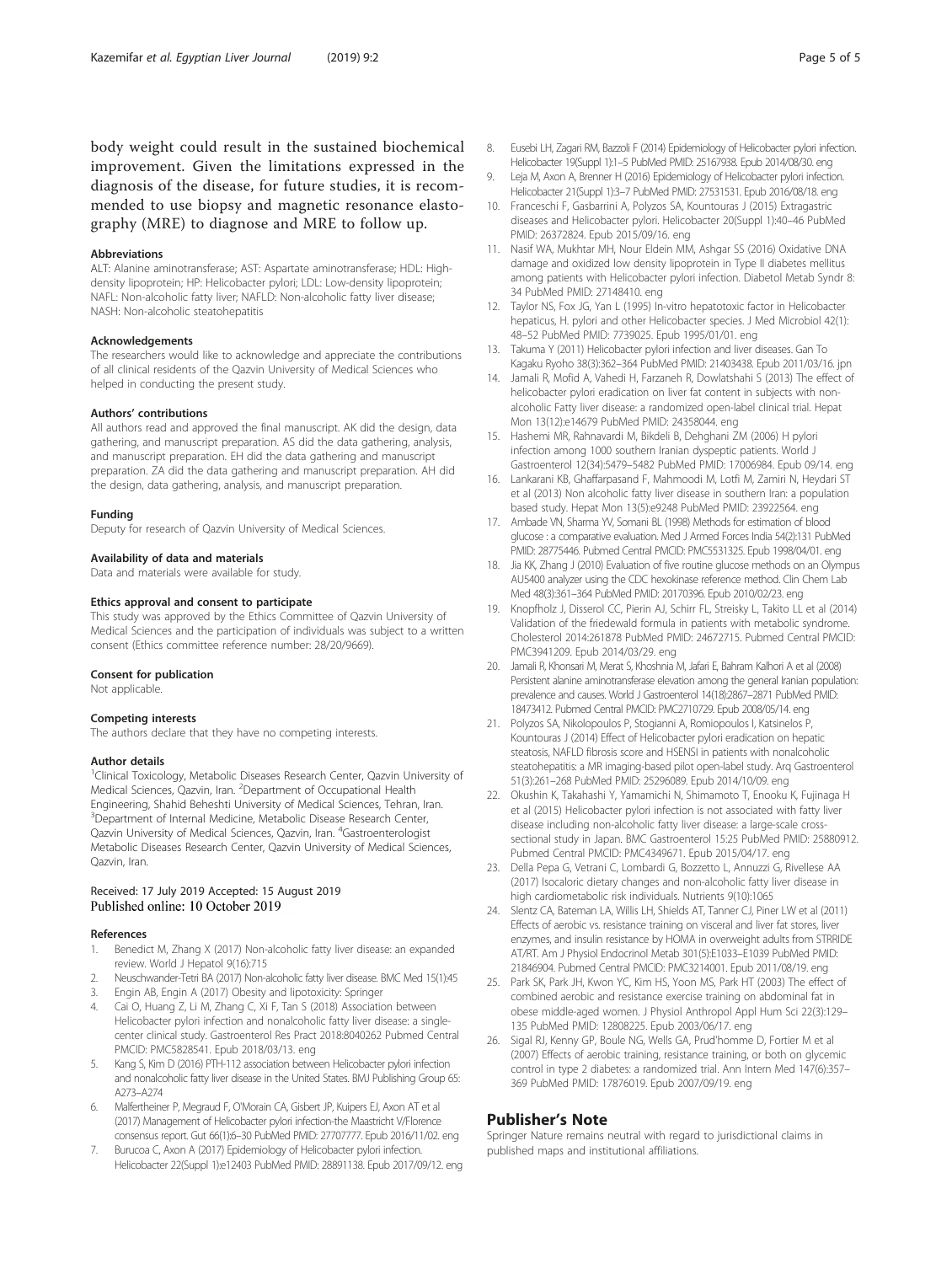body weight could result in the sustained biochemical improvement. Given the limitations expressed in the diagnosis of the disease, for future studies, it is recommended to use biopsy and magnetic resonance elastography (MRE) to diagnose and MRE to follow up.

#### Abbreviations

ALT: Alanine aminotransferase; AST: Aspartate aminotransferase; HDL: High-density lipoprotein; HP: Helicobacter pylori; LDL: Low-density lipoprotein; NAFL: Non-alcoholic fatty liver; NAFLD: Non-alcoholic fatty liver disease; NASH: Non-alcoholic steatohepatitis

#### Acknowledgements

The researchers would like to acknowledge and appreciate the contributions of all clinical residents of the Qazvin University of Medical Sciences who helped in conducting the present study.

#### Authors' contributions

All authors read and approved the final manuscript. AK did the design, data gathering, and manuscript preparation. AS did the data gathering, analysis, and manuscript preparation. EH did the data gathering and manuscript preparation. ZA did the data gathering and manuscript preparation. AH did the design, data gathering, analysis, and manuscript preparation.

#### Funding

Deputy for research of Qazvin University of Medical Sciences.

#### Availability of data and materials

Data and materials were available for study.

#### Ethics approval and consent to participate

This study was approved by the Ethics Committee of Qazvin University of Medical Sciences and the participation of individuals was subject to a written consent (Ethics committee reference number: 28/20/9669).

#### Consent for publication

Not applicable.

#### Competing interests

The authors declare that they have no competing interests.

#### Author details

[1]Clinical Toxicology, Metabolic Diseases Research Center, Qazvin University of Medical Sciences, Qazvin, Iran. [2]Department of Occupational Health Engineering, Shahid Beheshti University of Medical Sciences, Tehran, Iran. [3]Department of Internal Medicine, Metabolic Disease Research Center, Qazvin University of Medical Sciences, Qazvin, Iran. [4]Gastroenterologist Metabolic Diseases Research Center, Qazvin University of Medical Sciences, Qazvin, Iran.

Received: 17 July 2019 Accepted: 15 August 2019
Published online: 10 October 2019

#### References

1. Benedict M, Zhang X (2017) Non-alcoholic fatty liver disease: an expanded review. World J Hepatol 9(16):715
2. Neuschwander-Tetri BA (2017) Non-alcoholic fatty liver disease. BMC Med 15(1):45
3. Engin AB, Engin A (2017) Obesity and lipotoxicity: Springer
4. Cai O, Huang Z, Li M, Zhang C, Xi F, Tan S (2018) Association between Helicobacter pylori infection and nonalcoholic fatty liver disease: a single-center clinical study. Gastroenterol Res Pract 2018:8040262 Pubmed Central PMCID: PMC5828541. Epub 2018/03/13. eng
5. Kang S, Kim D (2016) PTH-112 association between Helicobacter pylori infection and nonalcoholic fatty liver disease in the United States. BMJ Publishing Group 65: A273–A274
6. Malfertheiner P, Megraud F, O'Morain CA, Gisbert JP, Kuipers EJ, Axon AT et al (2017) Management of Helicobacter pylori infection-the Maastricht V/Florence consensus report. Gut 66(1):6–30 PubMed PMID: 27707777. Epub 2016/11/02. eng
7. Burucoa C, Axon A (2017) Epidemiology of Helicobacter pylori infection. Helicobacter 22(Suppl 1):e12403 PubMed PMID: 28891138. Epub 2017/09/12. eng
8. Eusebi LH, Zagari RM, Bazzoli F (2014) Epidemiology of Helicobacter pylori infection. Helicobacter 19(Suppl 1):1–5 PubMed PMID: 25167938. Epub 2014/08/30. eng
9. Leja M, Axon A, Brenner H (2016) Epidemiology of Helicobacter pylori infection. Helicobacter 21(Suppl 1):3–7 PubMed PMID: 27531531. Epub 2016/08/18. eng
10. Franceschi F, Gasbarrini A, Polyzos SA, Kountouras J (2015) Extragastric diseases and Helicobacter pylori. Helicobacter 20(Suppl 1):40–46 PubMed PMID: 26372824. Epub 2015/09/16. eng
11. Nasif WA, Mukhtar MH, Nour Eldein MM, Ashgar SS (2016) Oxidative DNA damage and oxidized low density lipoprotein in Type II diabetes mellitus among patients with Helicobacter pylori infection. Diabetol Metab Syndr 8: 34 PubMed PMID: 27148410. eng
12. Taylor NS, Fox JG, Yan L (1995) In-vitro hepatotoxic factor in Helicobacter hepaticus, H. pylori and other Helicobacter species. J Med Microbiol 42(1): 48–52 PubMed PMID: 7739025. Epub 1995/01/01. eng
13. Takuma Y (2011) Helicobacter pylori infection and liver diseases. Gan To Kagaku Ryoho 38(3):362–364 PubMed PMID: 21403438. Epub 2011/03/16. jpn
14. Jamali R, Mofid A, Vahedi H, Farzaneh R, Dowlatshahi S (2013) The effect of helicobacter pylori eradication on liver fat content in subjects with non-alcoholic Fatty liver disease: a randomized open-label clinical trial. Hepat Mon 13(12):e14679 PubMed PMID: 24358044. eng
15. Hashemi MR, Rahnavardi M, Bikdeli B, Dehghani ZM (2006) H pylori infection among 1000 southern Iranian dyspeptic patients. World J Gastroenterol 12(34):5479–5482 PubMed PMID: 17006984. Epub 09/14. eng
16. Lankarani KB, Ghaffarpasand F, Mahmoodi M, Lotfi M, Zamiri N, Heydari ST et al (2013) Non alcoholic fatty liver disease in southern Iran: a population based study. Hepat Mon 13(5):e9248 PubMed PMID: 23922564. eng
17. Ambade VN, Sharma YV, Somani BL (1998) Methods for estimation of blood glucose : a comparative evaluation. Med J Armed Forces India 54(2):131 PubMed PMID: 28775446. Pubmed Central PMCID: PMC5531325. Epub 1998/04/01. eng
18. Jia KK, Zhang J (2010) Evaluation of five routine glucose methods on an Olympus AU5400 analyzer using the CDC hexokinase reference method. Clin Chem Lab Med 48(3):361–364 PubMed PMID: 20170396. Epub 2010/02/23. eng
19. Knopfholz J, Disserol CC, Pierin AJ, Schirr FL, Streisky L, Takito LL et al (2014) Validation of the friedewald formula in patients with metabolic syndrome. Cholesterol 2014:261878 PubMed PMID: 24672715. Pubmed Central PMCID: PMC3941209. Epub 2014/03/29. eng
20. Jamali R, Khonsari M, Merat S, Khoshnia M, Jafari E, Bahram Kalhori A et al (2008) Persistent alanine aminotransferase elevation among the general Iranian population: prevalence and causes. World J Gastroenterol 14(18):2867–2871 PubMed PMID: 18473412. Pubmed Central PMCID: PMC2710729. Epub 2008/05/14. eng
21. Polyzos SA, Nikolopoulos P, Stogianni A, Romiopoulos I, Katsinelos P, Kountouras J (2014) Effect of Helicobacter pylori eradication on hepatic steatosis, NAFLD fibrosis score and HSENSI in patients with nonalcoholic steatohepatitis: a MR imaging-based pilot open-label study. Arq Gastroenterol 51(3):261–268 PubMed PMID: 25296089. Epub 2014/10/09. eng
22. Okushin K, Takahashi Y, Yamamichi N, Shimamoto T, Enooku K, Fujinaga H et al (2015) Helicobacter pylori infection is not associated with fatty liver disease including non-alcoholic fatty liver disease: a large-scale cross-sectional study in Japan. BMC Gastroenterol 15:25 PubMed PMID: 25880912. Pubmed Central PMCID: PMC4349671. Epub 2015/04/17. eng
23. Della Pepa G, Vetrani C, Lombardi G, Bozzetto L, Annuzzi G, Rivellese AA (2017) Isocaloric dietary changes and non-alcoholic fatty liver disease in high cardiometabolic risk individuals. Nutrients 9(10):1065
24. Slentz CA, Bateman LA, Willis LH, Shields AT, Tanner CJ, Piner LW et al (2011) Effects of aerobic vs. resistance training on visceral and liver fat stores, liver enzymes, and insulin resistance by HOMA in overweight adults from STRRIDE AT/RT. Am J Physiol Endocrinol Metab 301(5):E1033–E1039 PubMed PMID: 21846904. Pubmed Central PMCID: PMC3214001. Epub 2011/08/19. eng
25. Park SK, Park JH, Kwon YC, Kim HS, Yoon MS, Park HT (2003) The effect of combined aerobic and resistance exercise training on abdominal fat in obese middle-aged women. J Physiol Anthropol Appl Hum Sci 22(3):129–135 PubMed PMID: 12808225. Epub 2003/06/17. eng
26. Sigal RJ, Kenny GP, Boule NG, Wells GA, Prud'homme D, Fortier M et al (2007) Effects of aerobic training, resistance training, or both on glycemic control in type 2 diabetes: a randomized trial. Ann Intern Med 147(6):357–369 PubMed PMID: 17876019. Epub 2007/09/19. eng

## Publisher's Note

Springer Nature remains neutral with regard to jurisdictional claims in published maps and institutional affiliations.